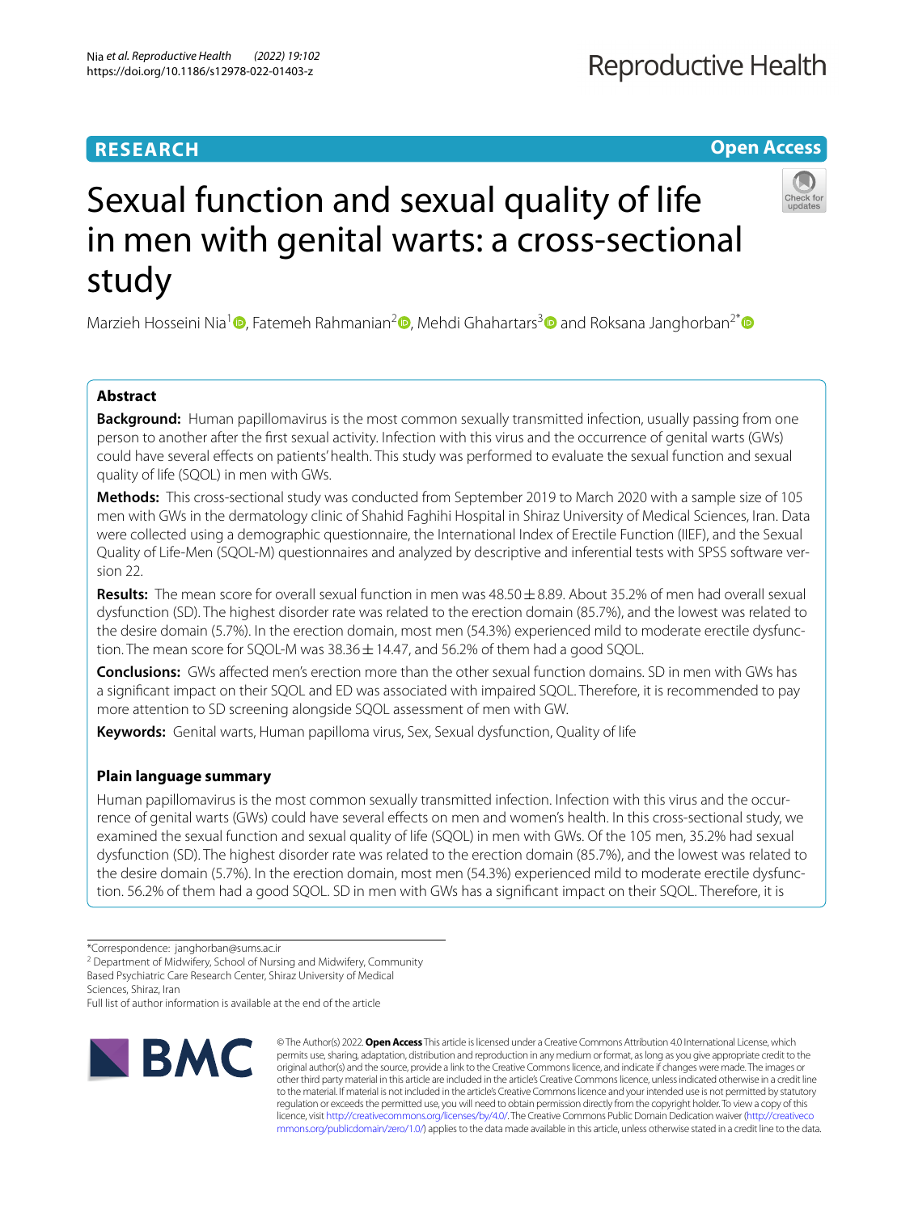**RESEARCH** **Open Access**

# Sexual function and sexual quality of life in men with genital warts: a cross-sectional study

Marzieh Hosseini Nia[1], Fatemeh Rahmanian[2], Mehdi Ghahartars[3] and Roksana Janghorban[2*]

## Abstract

**Background:** Human papillomavirus is the most common sexually transmitted infection, usually passing from one person to another after the first sexual activity. Infection with this virus and the occurrence of genital warts (GWs) could have several effects on patients' health. This study was performed to evaluate the sexual function and sexual quality of life (SQOL) in men with GWs.

**Methods:** This cross-sectional study was conducted from September 2019 to March 2020 with a sample size of 105 men with GWs in the dermatology clinic of Shahid Faghihi Hospital in Shiraz University of Medical Sciences, Iran. Data were collected using a demographic questionnaire, the International Index of Erectile Function (IIEF), and the Sexual Quality of Life-Men (SQOL-M) questionnaires and analyzed by descriptive and inferential tests with SPSS software version 22.

**Results:** The mean score for overall sexual function in men was 48.50 ± 8.89. About 35.2% of men had overall sexual dysfunction (SD). The highest disorder rate was related to the erection domain (85.7%), and the lowest was related to the desire domain (5.7%). In the erection domain, most men (54.3%) experienced mild to moderate erectile dysfunction. The mean score for SQOL-M was 38.36 ± 14.47, and 56.2% of them had a good SQOL.

**Conclusions:** GWs affected men's erection more than the other sexual function domains. SD in men with GWs has a significant impact on their SQOL and ED was associated with impaired SQOL. Therefore, it is recommended to pay more attention to SD screening alongside SQOL assessment of men with GW.

**Keywords:** Genital warts, Human papilloma virus, Sex, Sexual dysfunction, Quality of life

## Plain language summary

Human papillomavirus is the most common sexually transmitted infection. Infection with this virus and the occurrence of genital warts (GWs) could have several effects on men and women's health. In this cross-sectional study, we examined the sexual function and sexual quality of life (SQOL) in men with GWs. Of the 105 men, 35.2% had sexual dysfunction (SD). The highest disorder rate was related to the erection domain (85.7%), and the lowest was related to the desire domain (5.7%). In the erection domain, most men (54.3%) experienced mild to moderate erectile dysfunction. 56.2% of them had a good SQOL. SD in men with GWs has a significant impact on their SQOL. Therefore, it is

*Correspondence: janghorban@sums.ac.ir

[2] Department of Midwifery, School of Nursing and Midwifery, Community Based Psychiatric Care Research Center, Shiraz University of Medical Sciences, Shiraz, Iran

Full list of author information is available at the end of the article

© The Author(s) 2022. **Open Access** This article is licensed under a Creative Commons Attribution 4.0 International License, which permits use, sharing, adaptation, distribution and reproduction in any medium or format, as long as you give appropriate credit to the original author(s) and the source, provide a link to the Creative Commons licence, and indicate if changes were made. The images or other third party material in this article are included in the article's Creative Commons licence, unless indicated otherwise in a credit line to the material. If material is not included in the article's Creative Commons licence and your intended use is not permitted by statutory regulation or exceeds the permitted use, you will need to obtain permission directly from the copyright holder. To view a copy of this licence, visit http://creativecommons.org/licenses/by/4.0/. The Creative Commons Public Domain Dedication waiver (http://creativecommons.org/publicdomain/zero/1.0/) applies to the data made available in this article, unless otherwise stated in a credit line to the data.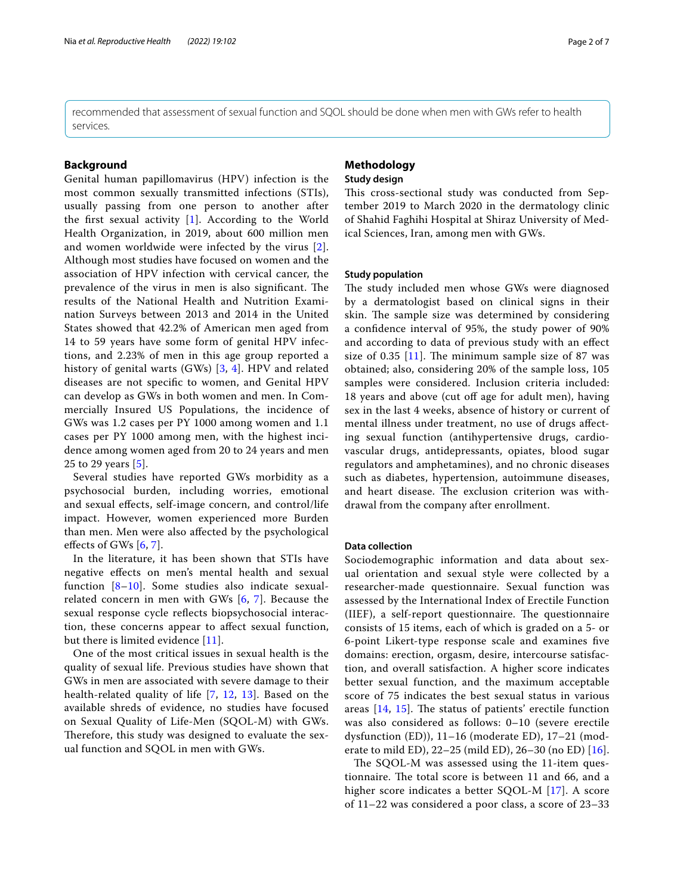recommended that assessment of sexual function and SQOL should be done when men with GWs refer to health services.

## Background

Genital human papillomavirus (HPV) infection is the most common sexually transmitted infections (STIs), usually passing from one person to another after the first sexual activity [1]. According to the World Health Organization, in 2019, about 600 million men and women worldwide were infected by the virus [2]. Although most studies have focused on women and the association of HPV infection with cervical cancer, the prevalence of the virus in men is also significant. The results of the National Health and Nutrition Examination Surveys between 2013 and 2014 in the United States showed that 42.2% of American men aged from 14 to 59 years have some form of genital HPV infections, and 2.23% of men in this age group reported a history of genital warts (GWs) [3, 4]. HPV and related diseases are not specific to women, and Genital HPV can develop as GWs in both women and men. In Commercially Insured US Populations, the incidence of GWs was 1.2 cases per PY 1000 among women and 1.1 cases per PY 1000 among men, with the highest incidence among women aged from 20 to 24 years and men 25 to 29 years [5].

Several studies have reported GWs morbidity as a psychosocial burden, including worries, emotional and sexual effects, self-image concern, and control/life impact. However, women experienced more Burden than men. Men were also affected by the psychological effects of GWs [6, 7].

In the literature, it has been shown that STIs have negative effects on men's mental health and sexual function [8–10]. Some studies also indicate sexual-related concern in men with GWs [6, 7]. Because the sexual response cycle reflects biopsychosocial interaction, these concerns appear to affect sexual function, but there is limited evidence [11].

One of the most critical issues in sexual health is the quality of sexual life. Previous studies have shown that GWs in men are associated with severe damage to their health-related quality of life [7, 12, 13]. Based on the available shreds of evidence, no studies have focused on Sexual Quality of Life-Men (SQOL-M) with GWs. Therefore, this study was designed to evaluate the sexual function and SQOL in men with GWs.

## Methodology

### Study design

This cross-sectional study was conducted from September 2019 to March 2020 in the dermatology clinic of Shahid Faghihi Hospital at Shiraz University of Medical Sciences, Iran, among men with GWs.

### Study population

The study included men whose GWs were diagnosed by a dermatologist based on clinical signs in their skin. The sample size was determined by considering a confidence interval of 95%, the study power of 90% and according to data of previous study with an effect size of 0.35 [11]. The minimum sample size of 87 was obtained; also, considering 20% of the sample loss, 105 samples were considered. Inclusion criteria included: 18 years and above (cut off age for adult men), having sex in the last 4 weeks, absence of history or current of mental illness under treatment, no use of drugs affecting sexual function (antihypertensive drugs, cardiovascular drugs, antidepressants, opiates, blood sugar regulators and amphetamines), and no chronic diseases such as diabetes, hypertension, autoimmune diseases, and heart disease. The exclusion criterion was withdrawal from the company after enrollment.

### Data collection

Sociodemographic information and data about sexual orientation and sexual style were collected by a researcher-made questionnaire. Sexual function was assessed by the International Index of Erectile Function (IIEF), a self-report questionnaire. The questionnaire consists of 15 items, each of which is graded on a 5- or 6-point Likert-type response scale and examines five domains: erection, orgasm, desire, intercourse satisfaction, and overall satisfaction. A higher score indicates better sexual function, and the maximum acceptable score of 75 indicates the best sexual status in various areas [14, 15]. The status of patients' erectile function was also considered as follows: 0–10 (severe erectile dysfunction (ED)), 11–16 (moderate ED), 17–21 (moderate to mild ED), 22–25 (mild ED), 26–30 (no ED) [16].

The SQOL-M was assessed using the 11-item questionnaire. The total score is between 11 and 66, and a higher score indicates a better SQOL-M [17]. A score of 11–22 was considered a poor class, a score of 23–33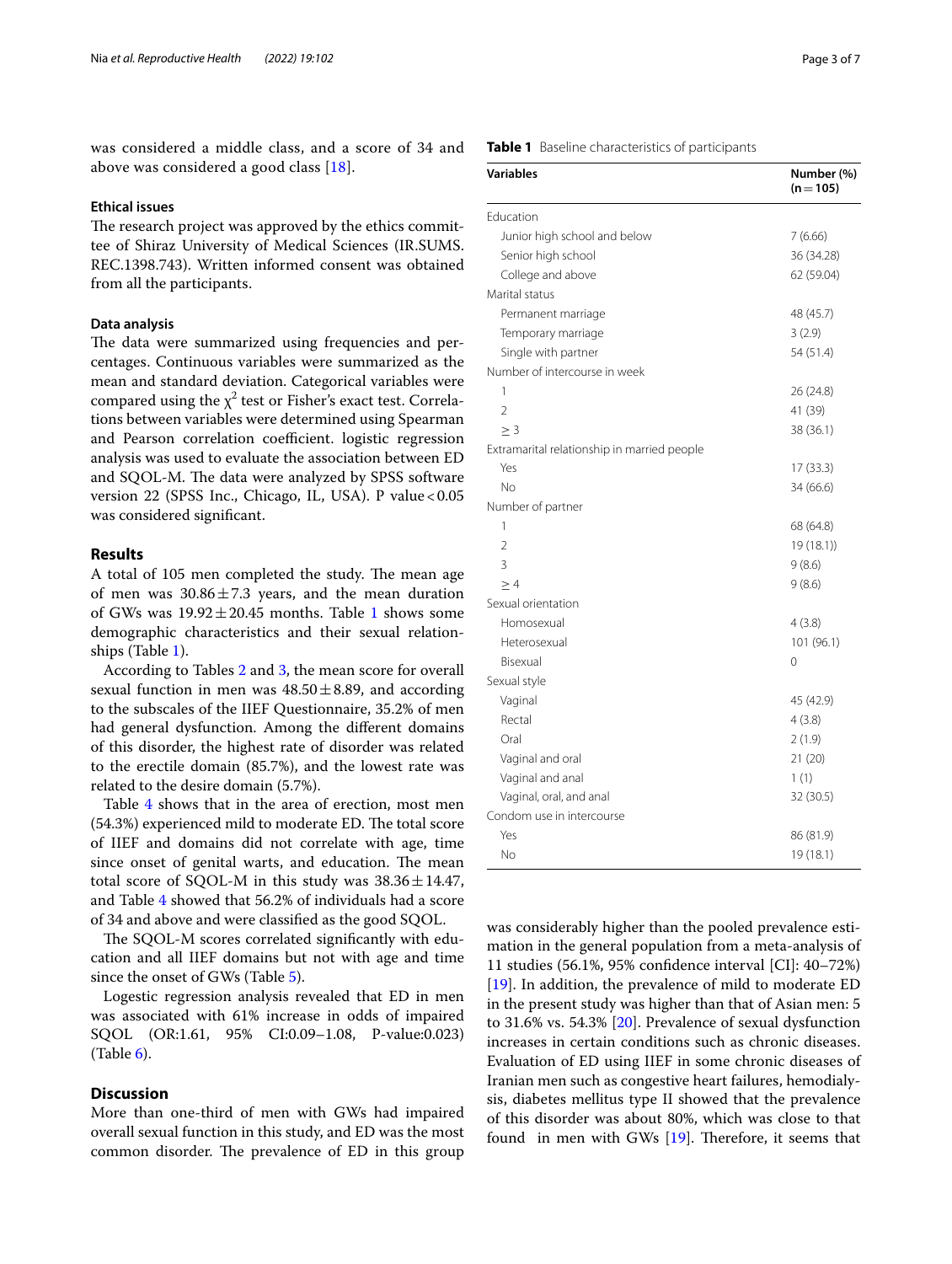was considered a middle class, and a score of 34 and above was considered a good class [18].

### Ethical issues

The research project was approved by the ethics committee of Shiraz University of Medical Sciences (IR.SUMS.REC.1398.743). Written informed consent was obtained from all the participants.

### Data analysis

The data were summarized using frequencies and percentages. Continuous variables were summarized as the mean and standard deviation. Categorical variables were compared using the $\chi^2$ test or Fisher's exact test. Correlations between variables were determined using Spearman and Pearson correlation coefficient. logistic regression analysis was used to evaluate the association between ED and SQOL-M. The data were analyzed by SPSS software version 22 (SPSS Inc., Chicago, IL, USA). P value < 0.05 was considered significant.

## Results

A total of 105 men completed the study. The mean age of men was $30.86 \pm 7.3$ years, and the mean duration of GWs was $19.92 \pm 20.45$ months. Table 1 shows some demographic characteristics and their sexual relationships (Table 1).

According to Tables 2 and 3, the mean score for overall sexual function in men was $48.50 \pm 8.89$, and according to the subscales of the IIEF Questionnaire, 35.2% of men had general dysfunction. Among the different domains of this disorder, the highest rate of disorder was related to the erectile domain (85.7%), and the lowest rate was related to the desire domain (5.7%).

Table 4 shows that in the area of erection, most men (54.3%) experienced mild to moderate ED. The total score of IIEF and domains did not correlate with age, time since onset of genital warts, and education. The mean total score of SQOL-M in this study was $38.36 \pm 14.47$, and Table 4 showed that 56.2% of individuals had a score of 34 and above and were classified as the good SQOL.

The SQOL-M scores correlated significantly with education and all IIEF domains but not with age and time since the onset of GWs (Table 5).

Logestic regression analysis revealed that ED in men was associated with 61% increase in odds of impaired SQOL (OR:1.61, 95% CI:0.09–1.08, P-value:0.023) (Table 6).

**Table 1** Baseline characteristics of participants

| Variables | Number (%) (n = 105) |
|---|---|
| Education | |
| Junior high school and below | 7 (6.66) |
| Senior high school | 36 (34.28) |
| College and above | 62 (59.04) |
| Marital status | |
| Permanent marriage | 48 (45.7) |
| Temporary marriage | 3 (2.9) |
| Single with partner | 54 (51.4) |
| Number of intercourse in week | |
| 1 | 26 (24.8) |
| 2 | 41 (39) |
| ≥ 3 | 38 (36.1) |
| Extramarital relationship in married people | |
| Yes | 17 (33.3) |
| No | 34 (66.6) |
| Number of partner | |
| 1 | 68 (64.8) |
| 2 | 19 (18.1)) |
| 3 | 9 (8.6) |
| ≥ 4 | 9 (8.6) |
| Sexual orientation | |
| Homosexual | 4 (3.8) |
| Heterosexual | 101 (96.1) |
| Bisexual | 0 |
| Sexual style | |
| Vaginal | 45 (42.9) |
| Rectal | 4 (3.8) |
| Oral | 2 (1.9) |
| Vaginal and oral | 21 (20) |
| Vaginal and anal | 1 (1) |
| Vaginal, oral, and anal | 32 (30.5) |
| Condom use in intercourse | |
| Yes | 86 (81.9) |
| No | 19 (18.1) |

## Discussion

More than one-third of men with GWs had impaired overall sexual function in this study, and ED was the most common disorder. The prevalence of ED in this group was considerably higher than the pooled prevalence estimation in the general population from a meta-analysis of 11 studies (56.1%, 95% confidence interval [CI]: 40–72%) [19]. In addition, the prevalence of mild to moderate ED in the present study was higher than that of Asian men: 5 to 31.6% vs. 54.3% [20]. Prevalence of sexual dysfunction increases in certain conditions such as chronic diseases. Evaluation of ED using IIEF in some chronic diseases of Iranian men such as congestive heart failures, hemodialysis, diabetes mellitus type II showed that the prevalence of this disorder was about 80%, which was close to that found in men with GWs [19]. Therefore, it seems that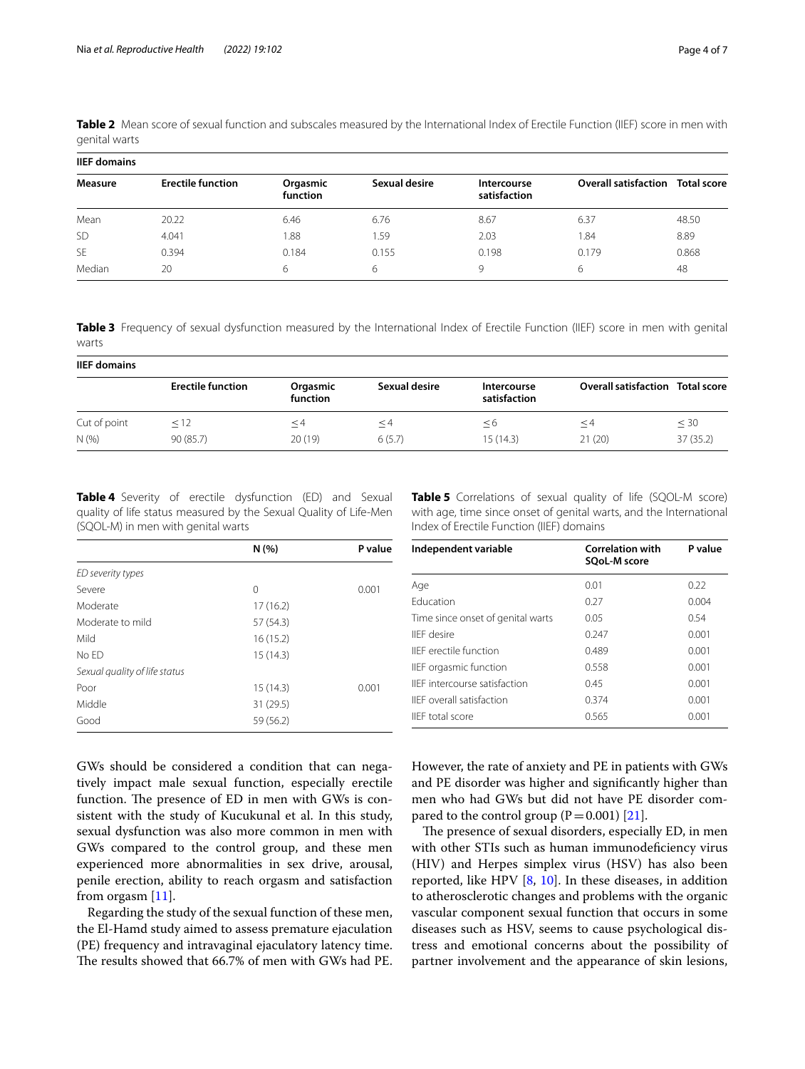**Table 2** Mean score of sexual function and subscales measured by the International Index of Erectile Function (IIEF) score in men with genital warts

| IIEF domains | | | | | | |
|---|---|---|---|---|---|---|
| **Measure** | **Erectile function** | **Orgasmic function** | **Sexual desire** | **Intercourse satisfaction** | **Overall satisfaction** | **Total score** |
| Mean | 20.22 | 6.46 | 6.76 | 8.67 | 6.37 | 48.50 |
| SD | 4.041 | 1.88 | 1.59 | 2.03 | 1.84 | 8.89 |
| SE | 0.394 | 0.184 | 0.155 | 0.198 | 0.179 | 0.868 |
| Median | 20 | 6 | 6 | 9 | 6 | 48 |

**Table 3** Frequency of sexual dysfunction measured by the International Index of Erectile Function (IIEF) score in men with genital warts

| IIEF domains | | | | | | |
|---|---|---|---|---|---|---|
| | **Erectile function** | **Orgasmic function** | **Sexual desire** | **Intercourse satisfaction** | **Overall satisfaction** | **Total score** |
| Cut of point | ≤ 12 | ≤ 4 | ≤ 4 | ≤ 6 | ≤ 4 | ≤ 30 |
| N (%) | 90 (85.7) | 20 (19) | 6 (5.7) | 15 (14.3) | 21 (20) | 37 (35.2) |

**Table 4** Severity of erectile dysfunction (ED) and Sexual quality of life status measured by the Sexual Quality of Life-Men (SQOL-M) in men with genital warts

| | N (%) | P value |
|---|---|---|
| *ED severity types* | | |
| Severe | 0 | 0.001 |
| Moderate | 17 (16.2) | |
| Moderate to mild | 57 (54.3) | |
| Mild | 16 (15.2) | |
| No ED | 15 (14.3) | |
| *Sexual quality of life status* | | |
| Poor | 15 (14.3) | 0.001 |
| Middle | 31 (29.5) | |
| Good | 59 (56.2) | |

**Table 5** Correlations of sexual quality of life (SQOL-M score) with age, time since onset of genital warts, and the International Index of Erectile Function (IIEF) domains

| Independent variable | Correlation with SQoL-M score | P value |
|---|---|---|
| Age | 0.01 | 0.22 |
| Education | 0.27 | 0.004 |
| Time since onset of genital warts | 0.05 | 0.54 |
| IIEF desire | 0.247 | 0.001 |
| IIEF erectile function | 0.489 | 0.001 |
| IIEF orgasmic function | 0.558 | 0.001 |
| IIEF intercourse satisfaction | 0.45 | 0.001 |
| IIEF overall satisfaction | 0.374 | 0.001 |
| IIEF total score | 0.565 | 0.001 |

GWs should be considered a condition that can negatively impact male sexual function, especially erectile function. The presence of ED in men with GWs is consistent with the study of Kucukunal et al. In this study, sexual dysfunction was also more common in men with GWs compared to the control group, and these men experienced more abnormalities in sex drive, arousal, penile erection, ability to reach orgasm and satisfaction from orgasm [11].

Regarding the study of the sexual function of these men, the El-Hamd study aimed to assess premature ejaculation (PE) frequency and intravaginal ejaculatory latency time. The results showed that 66.7% of men with GWs had PE. However, the rate of anxiety and PE in patients with GWs and PE disorder was higher and significantly higher than men who had GWs but did not have PE disorder compared to the control group ($P = 0.001$) [21].

The presence of sexual disorders, especially ED, in men with other STIs such as human immunodeficiency virus (HIV) and Herpes simplex virus (HSV) has also been reported, like HPV [8, 10]. In these diseases, in addition to atherosclerotic changes and problems with the organic vascular component sexual function that occurs in some diseases such as HSV, seems to cause psychological distress and emotional concerns about the possibility of partner involvement and the appearance of skin lesions,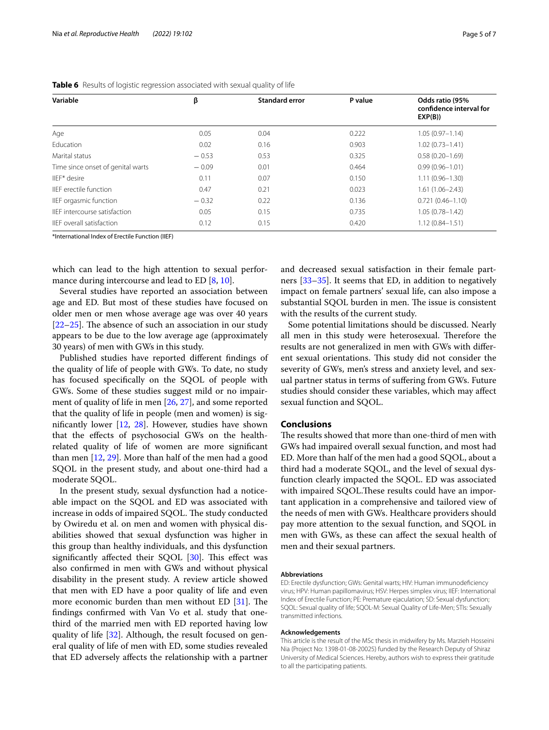**Table 6** Results of logistic regression associated with sexual quality of life

| Variable | β | Standard error | P value | Odds ratio (95% confidence interval for EXP(B)) |
|---|---|---|---|---|
| Age | 0.05 | 0.04 | 0.222 | 1.05 (0.97–1.14) |
| Education | 0.02 | 0.16 | 0.903 | 1.02 (0.73–1.41) |
| Marital status | − 0.53 | 0.53 | 0.325 | 0.58 (0.20–1.69) |
| Time since onset of genital warts | − 0.09 | 0.01 | 0.464 | 0.99 (0.96–1.01) |
| IIEF* desire | 0.11 | 0.07 | 0.150 | 1.11 (0.96–1.30) |
| IIEF erectile function | 0.47 | 0.21 | 0.023 | 1.61 (1.06–2.43) |
| IIEF orgasmic function | − 0.32 | 0.22 | 0.136 | 0.721 (0.46–1.10) |
| IIEF intercourse satisfaction | 0.05 | 0.15 | 0.735 | 1.05 (0.78–1.42) |
| IIEF overall satisfaction | 0.12 | 0.15 | 0.420 | 1.12 (0.84–1.51) |

*International Index of Erectile Function (IIEF)

which can lead to the high attention to sexual performance during intercourse and lead to ED [8, 10].

Several studies have reported an association between age and ED. But most of these studies have focused on older men or men whose average age was over 40 years [22–25]. The absence of such an association in our study appears to be due to the low average age (approximately 30 years) of men with GWs in this study.

Published studies have reported different findings of the quality of life of people with GWs. To date, no study has focused specifically on the SQOL of people with GWs. Some of these studies suggest mild or no impairment of quality of life in men [26, 27], and some reported that the quality of life in people (men and women) is significantly lower [12, 28]. However, studies have shown that the effects of psychosocial GWs on the health-related quality of life of women are more significant than men [12, 29]. More than half of the men had a good SQOL in the present study, and about one-third had a moderate SQOL.

In the present study, sexual dysfunction had a noticeable impact on the SQOL and ED was associated with increase in odds of impaired SQOL. The study conducted by Owiredu et al. on men and women with physical disabilities showed that sexual dysfunction was higher in this group than healthy individuals, and this dysfunction significantly affected their SQOL [30]. This effect was also confirmed in men with GWs and without physical disability in the present study. A review article showed that men with ED have a poor quality of life and even more economic burden than men without ED [31]. The findings confirmed with Van Vo et al. study that one-third of the married men with ED reported having low quality of life [32]. Although, the result focused on general quality of life of men with ED, some studies revealed that ED adversely affects the relationship with a partner and decreased sexual satisfaction in their female partners [33–35]. It seems that ED, in addition to negatively impact on female partners' sexual life, can also impose a substantial SQOL burden in men. The issue is consistent with the results of the current study.

Some potential limitations should be discussed. Nearly all men in this study were heterosexual. Therefore the results are not generalized in men with GWs with different sexual orientations. This study did not consider the severity of GWs, men's stress and anxiety level, and sexual partner status in terms of suffering from GWs. Future studies should consider these variables, which may affect sexual function and SQOL.

## Conclusions

The results showed that more than one-third of men with GWs had impaired overall sexual function, and most had ED. More than half of the men had a good SQOL, about a third had a moderate SQOL, and the level of sexual dysfunction clearly impacted the SQOL. ED was associated with impaired SQOL.These results could have an important application in a comprehensive and tailored view of the needs of men with GWs. Healthcare providers should pay more attention to the sexual function, and SQOL in men with GWs, as these can affect the sexual health of men and their sexual partners.

#### Abbreviations

ED: Erectile dysfunction; GWs: Genital warts; HIV: Human immunodeficiency virus; HPV: Human papillomavirus; HSV: Herpes simplex virus; IIEF: International Index of Erectile Function; PE: Premature ejaculation; SD: Sexual dysfunction; SQOL: Sexual quality of life; SQOL-M: Sexual Quality of Life-Men; STIs: Sexually transmitted infections.

#### Acknowledgements

This article is the result of the MSc thesis in midwifery by Ms. Marzieh Hosseini Nia (Project No: 1398-01-08-20025) funded by the Research Deputy of Shiraz University of Medical Sciences. Hereby, authors wish to express their gratitude to all the participating patients.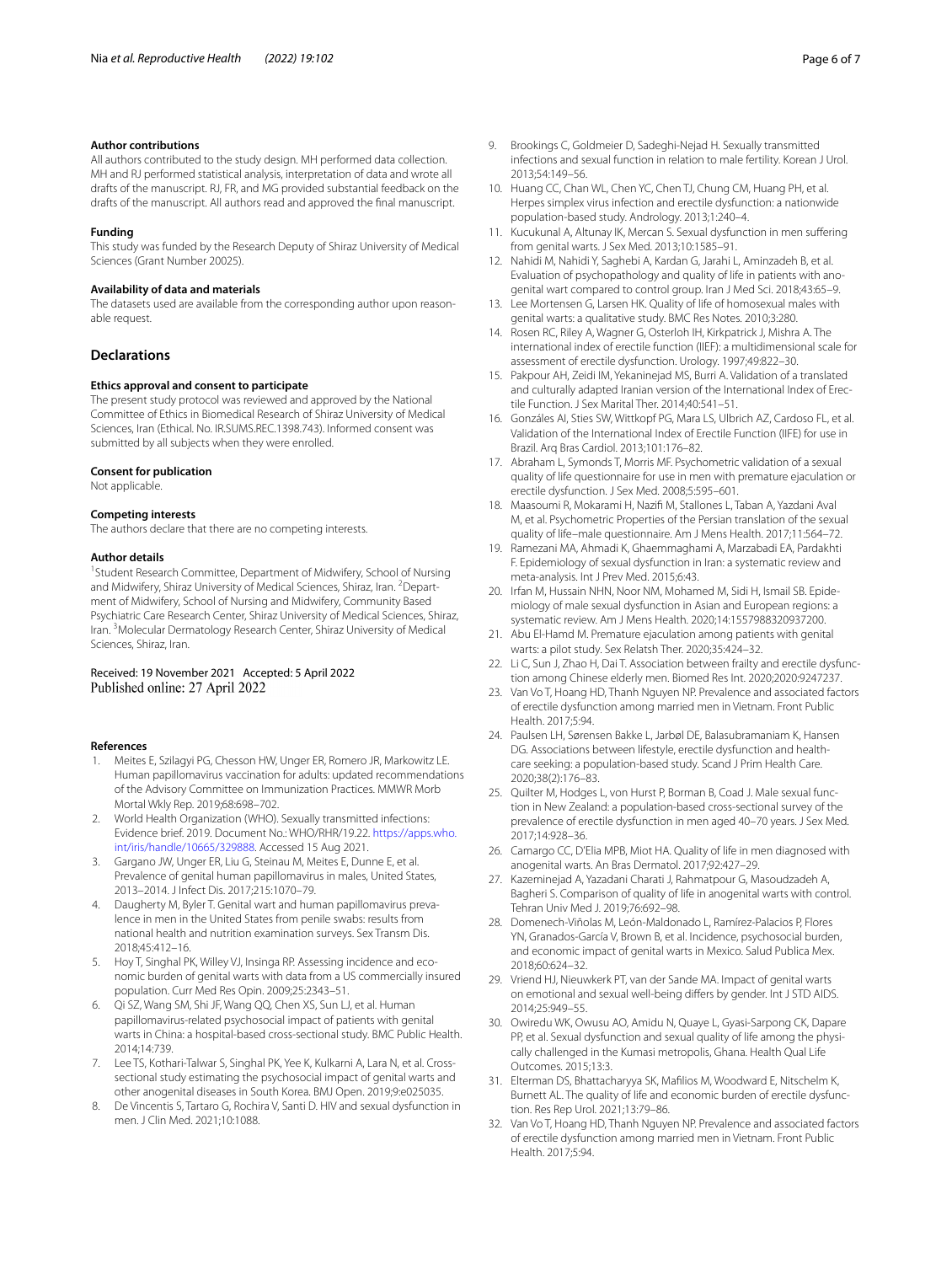### Author contributions

All authors contributed to the study design. MH performed data collection. MH and RJ performed statistical analysis, interpretation of data and wrote all drafts of the manuscript. RJ, FR, and MG provided substantial feedback on the drafts of the manuscript. All authors read and approved the final manuscript.

### Funding

This study was funded by the Research Deputy of Shiraz University of Medical Sciences (Grant Number 20025).

### Availability of data and materials

The datasets used are available from the corresponding author upon reasonable request.

## Declarations

### Ethics approval and consent to participate

The present study protocol was reviewed and approved by the National Committee of Ethics in Biomedical Research of Shiraz University of Medical Sciences, Iran (Ethical. No. IR.SUMS.REC.1398.743). Informed consent was submitted by all subjects when they were enrolled.

### Consent for publication

Not applicable.

### Competing interests

The authors declare that there are no competing interests.

### Author details

[1]Student Research Committee, Department of Midwifery, School of Nursing and Midwifery, Shiraz University of Medical Sciences, Shiraz, Iran. [2]Department of Midwifery, School of Nursing and Midwifery, Community Based Psychiatric Care Research Center, Shiraz University of Medical Sciences, Shiraz, Iran. [3]Molecular Dermatology Research Center, Shiraz University of Medical Sciences, Shiraz, Iran.

Received: 19 November 2021 Accepted: 5 April 2022
Published online: 27 April 2022

### References

1. Meites E, Szilagyi PG, Chesson HW, Unger ER, Romero JR, Markowitz LE. Human papillomavirus vaccination for adults: updated recommendations of the Advisory Committee on Immunization Practices. MMWR Morb Mortal Wkly Rep. 2019;68:698–702.
2. World Health Organization (WHO). Sexually transmitted infections: Evidence brief. 2019. Document No.: WHO/RHR/19.22. https://apps.who.int/iris/handle/10665/329888. Accessed 15 Aug 2021.
3. Gargano JW, Unger ER, Liu G, Steinau M, Meites E, Dunne E, et al. Prevalence of genital human papillomavirus in males, United States, 2013–2014. J Infect Dis. 2017;215:1070–79.
4. Daugherty M, Byler T. Genital wart and human papillomavirus prevalence in men in the United States from penile swabs: results from national health and nutrition examination surveys. Sex Transm Dis. 2018;45:412–16.
5. Hoy T, Singhal PK, Willey VJ, Insinga RP. Assessing incidence and economic burden of genital warts with data from a US commercially insured population. Curr Med Res Opin. 2009;25:2343–51.
6. Qi SZ, Wang SM, Shi JF, Wang QQ, Chen XS, Sun LJ, et al. Human papillomavirus-related psychosocial impact of patients with genital warts in China: a hospital-based cross-sectional study. BMC Public Health. 2014;14:739.
7. Lee TS, Kothari-Talwar S, Singhal PK, Yee K, Kulkarni A, Lara N, et al. Cross-sectional study estimating the psychosocial impact of genital warts and other anogenital diseases in South Korea. BMJ Open. 2019;9:e025035.
8. De Vincentis S, Tartaro G, Rochira V, Santi D. HIV and sexual dysfunction in men. J Clin Med. 2021;10:1088.
9. Brookings C, Goldmeier D, Sadeghi-Nejad H. Sexually transmitted infections and sexual function in relation to male fertility. Korean J Urol. 2013;54:149–56.
10. Huang CC, Chan WL, Chen YC, Chen TJ, Chung CM, Huang PH, et al. Herpes simplex virus infection and erectile dysfunction: a nationwide population-based study. Andrology. 2013;1:240–4.
11. Kucukunal A, Altunay IK, Mercan S. Sexual dysfunction in men suffering from genital warts. J Sex Med. 2013;10:1585–91.
12. Nahidi M, Nahidi Y, Saghebi A, Kardan G, Jarahi L, Aminzadeh B, et al. Evaluation of psychopathology and quality of life in patients with anogenital wart compared to control group. Iran J Med Sci. 2018;43:65–9.
13. Lee Mortensen G, Larsen HK. Quality of life of homosexual males with genital warts: a qualitative study. BMC Res Notes. 2010;3:280.
14. Rosen RC, Riley A, Wagner G, Osterloh IH, Kirkpatrick J, Mishra A. The international index of erectile function (IIEF): a multidimensional scale for assessment of erectile dysfunction. Urology. 1997;49:822–30.
15. Pakpour AH, Zeidi IM, Yekaninejad MS, Burri A. Validation of a translated and culturally adapted Iranian version of the International Index of Erectile Function. J Sex Marital Ther. 2014;40:541–51.
16. Gonzáles AI, Sties SW, Wittkopf PG, Mara LS, Ulbrich AZ, Cardoso FL, et al. Validation of the International Index of Erectile Function (IIFE) for use in Brazil. Arq Bras Cardiol. 2013;101:176–82.
17. Abraham L, Symonds T, Morris MF. Psychometric validation of a sexual quality of life questionnaire for use in men with premature ejaculation or erectile dysfunction. J Sex Med. 2008;5:595–601.
18. Maasoumi R, Mokarami H, Nazifi M, Stallones L, Taban A, Yazdani Aval M, et al. Psychometric Properties of the Persian translation of the sexual quality of life–male questionnaire. Am J Mens Health. 2017;11:564–72.
19. Ramezani MA, Ahmadi K, Ghaemmaghami A, Marzabadi EA, Pardakhti F. Epidemiology of sexual dysfunction in Iran: a systematic review and meta-analysis. Int J Prev Med. 2015;6:43.
20. Irfan M, Hussain NHN, Noor NM, Mohamed M, Sidi H, Ismail SB. Epidemiology of male sexual dysfunction in Asian and European regions: a systematic review. Am J Mens Health. 2020;14:1557988320937200.
21. Abu El-Hamd M. Premature ejaculation among patients with genital warts: a pilot study. Sex Relatsh Ther. 2020;35:424–32.
22. Li C, Sun J, Zhao H, Dai T. Association between frailty and erectile dysfunction among Chinese elderly men. Biomed Res Int. 2020;2020:9247237.
23. Van Vo T, Hoang HD, Thanh Nguyen NP. Prevalence and associated factors of erectile dysfunction among married men in Vietnam. Front Public Health. 2017;5:94.
24. Paulsen LH, Sørensen Bakke L, Jarbøl DE, Balasubramaniam K, Hansen DG. Associations between lifestyle, erectile dysfunction and healthcare seeking: a population-based study. Scand J Prim Health Care. 2020;38(2):176–83.
25. Quilter M, Hodges L, von Hurst P, Borman B, Coad J. Male sexual function in New Zealand: a population-based cross-sectional survey of the prevalence of erectile dysfunction in men aged 40–70 years. J Sex Med. 2017;14:928–36.
26. Camargo CC, D'Elia MPB, Miot HA. Quality of life in men diagnosed with anogenital warts. An Bras Dermatol. 2017;92:427–29.
27. Kazeminejad A, Yazdani Charati J, Rahmatpour G, Masoudzadeh A, Bagheri S. Comparison of quality of life in anogenital warts with control. Tehran Univ Med J. 2019;76:692–98.
28. Domenech-Viñolas M, León-Maldonado L, Ramírez-Palacios P, Flores YN, Granados-García V, Brown B, et al. Incidence, psychosocial burden, and economic impact of genital warts in Mexico. Salud Publica Mex. 2018;60:624–32.
29. Vriend HJ, Nieuwkerk PT, van der Sande MA. Impact of genital warts on emotional and sexual well-being differs by gender. Int J STD AIDS. 2014;25:949–55.
30. Owiredu WK, Owusu AO, Amidu N, Quaye L, Gyasi-Sarpong CK, Dapare PP, et al. Sexual dysfunction and sexual quality of life among the physically challenged in the Kumasi metropolis, Ghana. Health Qual Life Outcomes. 2015;13:3.
31. Elterman DS, Bhattacharyya SK, Mafilios M, Woodward E, Nitschelm K, Burnett AL. The quality of life and economic burden of erectile dysfunction. Res Rep Urol. 2021;13:79–86.
32. Van Vo T, Hoang HD, Thanh Nguyen NP. Prevalence and associated factors of erectile dysfunction among married men in Vietnam. Front Public Health. 2017;5:94.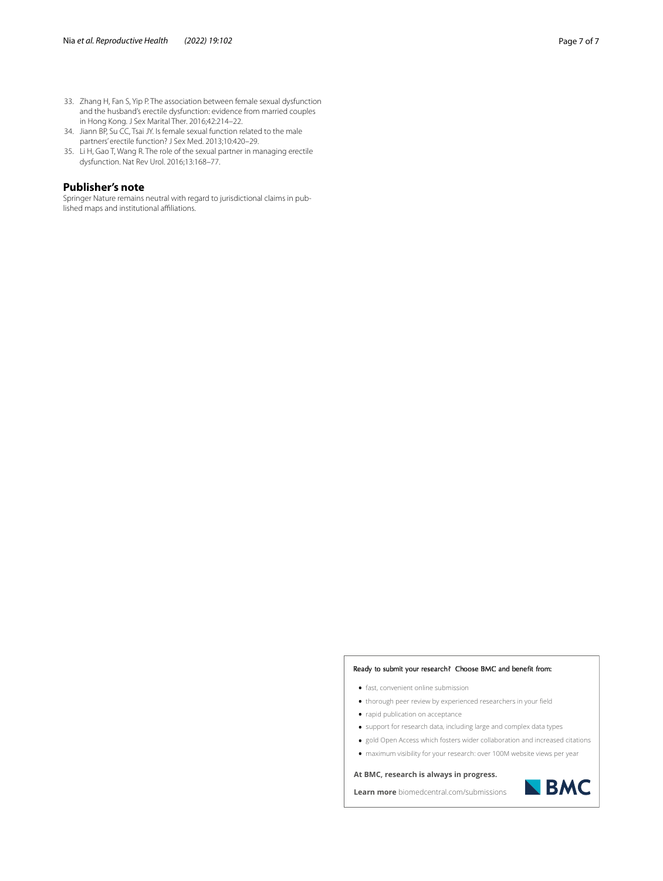33. Zhang H, Fan S, Yip P. The association between female sexual dysfunction and the husband's erectile dysfunction: evidence from married couples in Hong Kong. J Sex Marital Ther. 2016;42:214–22.
34. Jiann BP, Su CC, Tsai JY. Is female sexual function related to the male partners' erectile function? J Sex Med. 2013;10:420–29.
35. Li H, Gao T, Wang R. The role of the sexual partner in managing erectile dysfunction. Nat Rev Urol. 2016;13:168–77.

## Publisher's note

Springer Nature remains neutral with regard to jurisdictional claims in published maps and institutional affiliations.

Ready to submit your research? Choose BMC and benefit from:

- fast, convenient online submission
- thorough peer review by experienced researchers in your field
- rapid publication on acceptance
- support for research data, including large and complex data types
- gold Open Access which fosters wider collaboration and increased citations
- maximum visibility for your research: over 100M website views per year

**At BMC, research is always in progress.**

**Learn more** biomedcentral.com/submissions

BMC